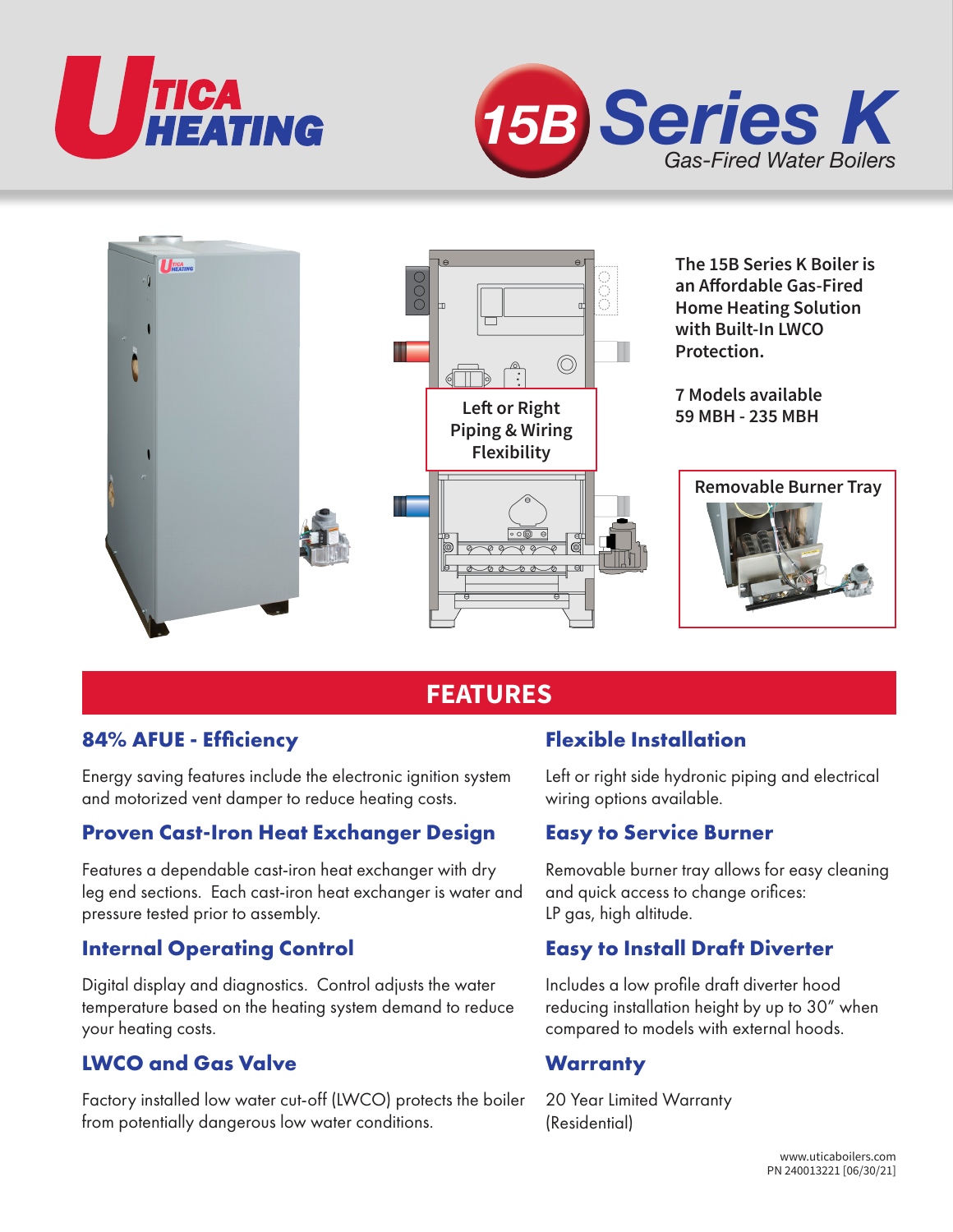# Utica Heating

# 15B Series K

*Gas-Fired Water Boilers*

Left or Right Piping & Wiring Flexibility

**The 15B Series K Boiler is an Affordable Gas-Fired Home Heating Solution with Built-In LWCO Protection.**

**7 Models available 59 MBH - 235 MBH**

**Removable Burner Tray**

## FEATURES

### 84% AFUE - Efficiency

Energy saving features include the electronic ignition system and motorized vent damper to reduce heating costs.

### Proven Cast-Iron Heat Exchanger Design

Features a dependable cast-iron heat exchanger with dry leg end sections. Each cast-iron heat exchanger is water and pressure tested prior to assembly.

### Internal Operating Control

Digital display and diagnostics. Control adjusts the water temperature based on the heating system demand to reduce your heating costs.

### LWCO and Gas Valve

Factory installed low water cut-off (LWCO) protects the boiler from potentially dangerous low water conditions.

### Flexible Installation

Left or right side hydronic piping and electrical wiring options available.

### Easy to Service Burner

Removable burner tray allows for easy cleaning and quick access to change orifices:
LP gas, high altitude.

### Easy to Install Draft Diverter

Includes a low profile draft diverter hood reducing installation height by up to 30″ when compared to models with external hoods.

### Warranty

20 Year Limited Warranty
(Residential)

www.uticaboilers.com
PN 240013221 [06/30/21]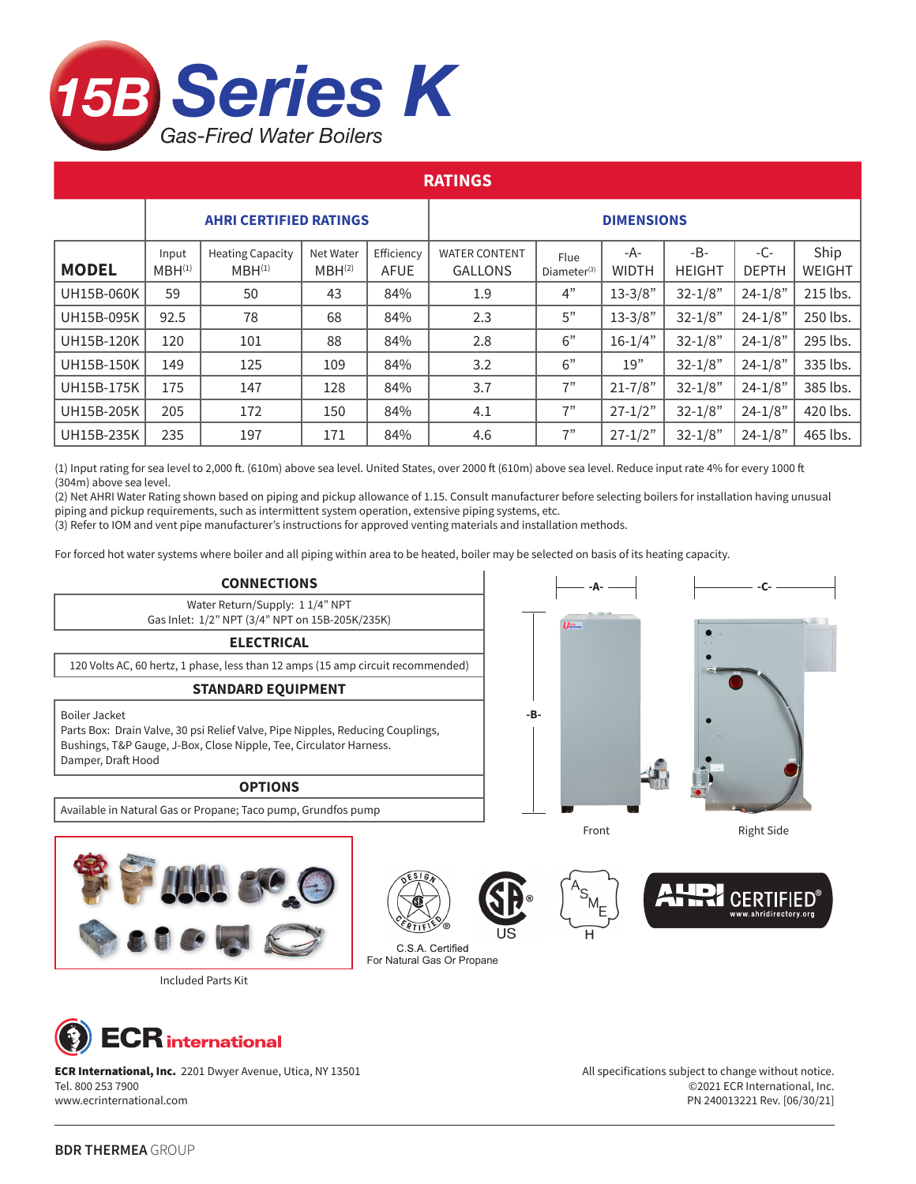# 15B Series K

*Gas-Fired Water Boilers*

## RATINGS

| MODEL | AHRI CERTIFIED RATINGS | | | | DIMENSIONS | | | | | |
|---|---|---|---|---|---|---|---|---|---|---|
| | Input MBH[1] | Heating Capacity MBH[1] | Net Water MBH[2] | Efficiency AFUE | WATER CONTENT GALLONS | Flue Diameter[3] | -A- WIDTH | -B- HEIGHT | -C- DEPTH | Ship WEIGHT |
| UH15B-060K | 59 | 50 | 43 | 84% | 1.9 | 4” | 13-3/8” | 32-1/8” | 24-1/8” | 215 lbs. |
| UH15B-095K | 92.5 | 78 | 68 | 84% | 2.3 | 5” | 13-3/8” | 32-1/8” | 24-1/8” | 250 lbs. |
| UH15B-120K | 120 | 101 | 88 | 84% | 2.8 | 6” | 16-1/4” | 32-1/8” | 24-1/8” | 295 lbs. |
| UH15B-150K | 149 | 125 | 109 | 84% | 3.2 | 6” | 19” | 32-1/8” | 24-1/8” | 335 lbs. |
| UH15B-175K | 175 | 147 | 128 | 84% | 3.7 | 7” | 21-7/8” | 32-1/8” | 24-1/8” | 385 lbs. |
| UH15B-205K | 205 | 172 | 150 | 84% | 4.1 | 7” | 27-1/2” | 32-1/8” | 24-1/8” | 420 lbs. |
| UH15B-235K | 235 | 197 | 171 | 84% | 4.6 | 7” | 27-1/2” | 32-1/8” | 24-1/8” | 465 lbs. |

(1) Input rating for sea level to 2,000 ft. (610m) above sea level. United States, over 2000 ft (610m) above sea level. Reduce input rate 4% for every 1000 ft (304m) above sea level.
(2) Net AHRI Water Rating shown based on piping and pickup allowance of 1.15. Consult manufacturer before selecting boilers for installation having unusual piping and pickup requirements, such as intermittent system operation, extensive piping systems, etc.
(3) Refer to IOM and vent pipe manufacturer's instructions for approved venting materials and installation methods.

For forced hot water systems where boiler and all piping within area to be heated, boiler may be selected on basis of its heating capacity.

### CONNECTIONS

Water Return/Supply: 1 1/4” NPT
Gas Inlet: 1/2” NPT (3/4” NPT on 15B-205K/235K)

### ELECTRICAL

120 Volts AC, 60 hertz, 1 phase, less than 12 amps (15 amp circuit recommended)

### STANDARD EQUIPMENT

Boiler Jacket
Parts Box: Drain Valve, 30 psi Relief Valve, Pipe Nipples, Reducing Couplings, Bushings, T&P Gauge, J-Box, Close Nipple, Tee, Circulator Harness.
Damper, Draft Hood

### OPTIONS

Available in Natural Gas or Propane; Taco pump, Grundfos pump

-A- -C- -B-

Front

Right Side

Included Parts Kit

C.S.A. Certified
For Natural Gas Or Propane

US

H

AHRI CERTIFIED® www.ahridirectory.org

ECR international

**ECR International, Inc.** 2201 Dwyer Avenue, Utica, NY 13501
Tel. 800 253 7900
www.ecrinternational.com

All specifications subject to change without notice.
©2021 ECR International, Inc.
PN 240013221 Rev. [06/30/21]

**BDR THERMEA** GROUP